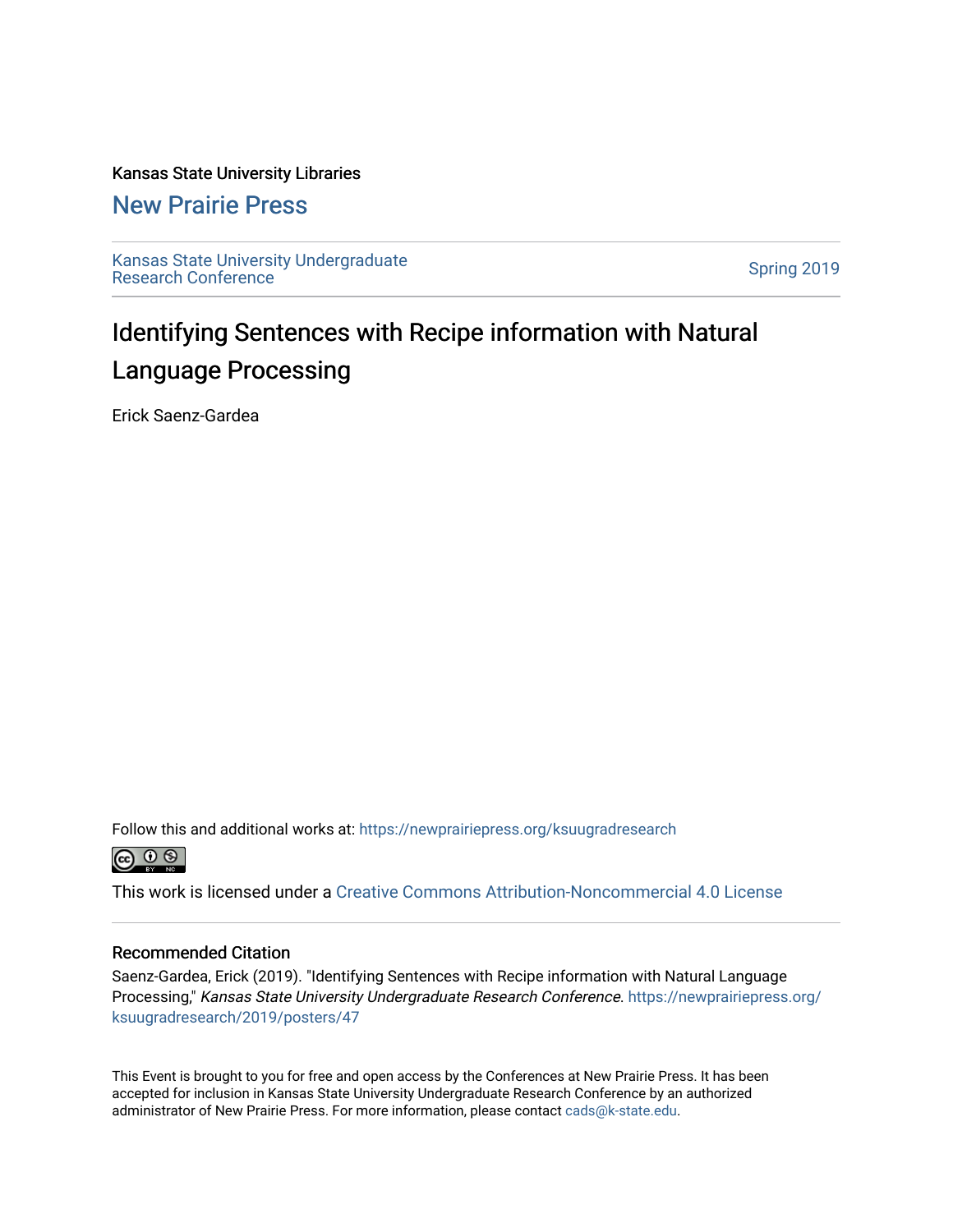Kansas State University Libraries

## New Prairie Press

Kansas State University Undergraduate Research Conference

Spring 2019

# Identifying Sentences with Recipe information with Natural Language Processing

Erick Saenz-Gardea

Follow this and additional works at: https://newprairiepress.org/ksuugradresearch

This work is licensed under a Creative Commons Attribution-Noncommercial 4.0 License

### Recommended Citation

Saenz-Gardea, Erick (2019). "Identifying Sentences with Recipe information with Natural Language Processing," *Kansas State University Undergraduate Research Conference.* https://newprairiepress.org/ksuugradresearch/2019/posters/47

This Event is brought to you for free and open access by the Conferences at New Prairie Press. It has been accepted for inclusion in Kansas State University Undergraduate Research Conference by an authorized administrator of New Prairie Press. For more information, please contact cads@k-state.edu.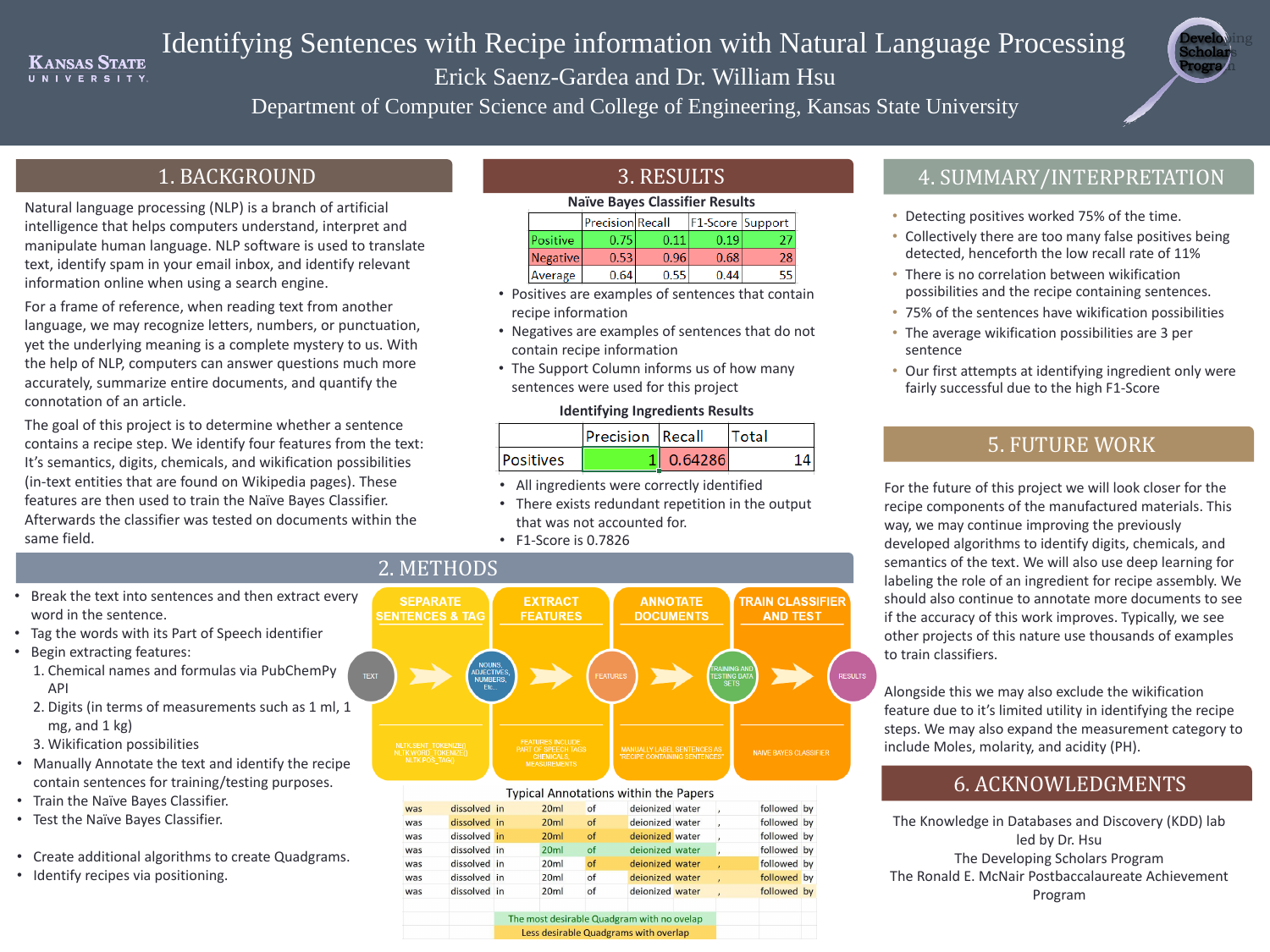# Identifying Sentences with Recipe information with Natural Language Processing

Erick Saenz-Gardea and Dr. William Hsu

Department of Computer Science and College of Engineering, Kansas State University

## 1. BACKGROUND

Natural language processing (NLP) is a branch of artificial intelligence that helps computers understand, interpret and manipulate human language. NLP software is used to translate text, identify spam in your email inbox, and identify relevant information online when using a search engine.

For a frame of reference, when reading text from another language, we may recognize letters, numbers, or punctuation, yet the underlying meaning is a complete mystery to us. With the help of NLP, computers can answer questions much more accurately, summarize entire documents, and quantify the connotation of an article.

The goal of this project is to determine whether a sentence contains a recipe step. We identify four features from the text: It's semantics, digits, chemicals, and wikification possibilities (in-text entities that are found on Wikipedia pages). These features are then used to train the Naïve Bayes Classifier. Afterwards the classifier was tested on documents within the same field.

## 2. METHODS

- Break the text into sentences and then extract every word in the sentence.
- Tag the words with its Part of Speech identifier
- Begin extracting features:
  1. Chemical names and formulas via PubChemPy API
  2. Digits (in terms of measurements such as 1 ml, 1 mg, and 1 kg)
  3. Wikification possibilities
- Manually Annotate the text and identify the recipe contain sentences for training/testing purposes.
- Train the Naïve Bayes Classifier.
- Test the Naïve Bayes Classifier.

- Create additional algorithms to create Quadgrams.
- Identify recipes via positioning.

SEPARATE SENTENCES & TAG
EXTRACT FEATURES
ANNOTATE DOCUMENTS
TRAIN CLASSIFIER AND TEST

TEXT
NOUNS, ADJECTIVES, NUMBERS, Etc...
FEATURES
TRAINING AND TESTING DATA SETS
RESULTS

NLTK.SENT_TOKENIZE() NLTK.WORD_TOKENIZE() NLTK.POS_TAG()
FEATURES INCLUDE PART OF SPEECH TAGS CHEMICALS MEASUREMENTS
MANUALLY LABEL SENTENCES AS "RECIPE CONTAINING SENTENCES"
NAIVE BAYES CLASSIFIER

Typical Annotations within the Papers

| | | | | | | | | | | | |
|---|---|---|---|---|---|---|---|---|---|---|---|
| was | dissolved | in | 20ml | of | deionized | water | , | followed | by |
| was | dissolved | in | 20ml | of | deionized | water | , | followed | by |
| was | dissolved | in | 20ml | of | deionized | water | , | followed | by |
| was | dissolved | in | 20ml | of | deionized | water | , | followed | by |
| was | dissolved | in | 20ml | of | deionized | water | , | followed | by |
| was | dissolved | in | 20ml | of | deionized | water | , | followed | by |
| was | dissolved | in | 20ml | of | deionized | water | , | followed | by |

The most desirable Quadgram with no ovelap

Less desirable Quadgrams with overlap

## 3. RESULTS

**Naïve Bayes Classifier Results**

| | Precision | Recall | F1-Score | Support |
|---|---|---|---|---|
| Positive | 0.75 | 0.11 | 0.19 | 27 |
| Negative | 0.53 | 0.96 | 0.68 | 28 |
| Average | 0.64 | 0.55 | 0.44 | 55 |

- Positives are examples of sentences that contain recipe information
- Negatives are examples of sentences that do not contain recipe information
- The Support Column informs us of how many sentences were used for this project

**Identifying Ingredients Results**

| | Precision | Recall | Total |
|---|---|---|---|
| Positives | 1 | 0.64286 | 14 |

- All ingredients were correctly identified
- There exists redundant repetition in the output that was not accounted for.
- F1-Score is 0.7826

## 4. SUMMARY/INTERPRETATION

- Detecting positives worked 75% of the time.
- Collectively there are too many false positives being detected, henceforth the low recall rate of 11%
- There is no correlation between wikification possibilities and the recipe containing sentences.
- 75% of the sentences have wikification possibilities
- The average wikification possibilities are 3 per sentence
- Our first attempts at identifying ingredient only were fairly successful due to the high F1-Score

## 5. FUTURE WORK

For the future of this project we will look closer for the recipe components of the manufactured materials. This way, we may continue improving the previously developed algorithms to identify digits, chemicals, and semantics of the text. We will also use deep learning for labeling the role of an ingredient for recipe assembly. We should also continue to annotate more documents to see if the accuracy of this work improves. Typically, we see other projects of this nature use thousands of examples to train classifiers.

Alongside this we may also exclude the wikification feature due to it's limited utility in identifying the recipe steps. We may also expand the measurement category to include Moles, molarity, and acidity (PH).

## 6. ACKNOWLEDGMENTS

The Knowledge in Databases and Discovery (KDD) lab led by Dr. Hsu

The Developing Scholars Program

The Ronald E. McNair Postbaccalaureate Achievement Program